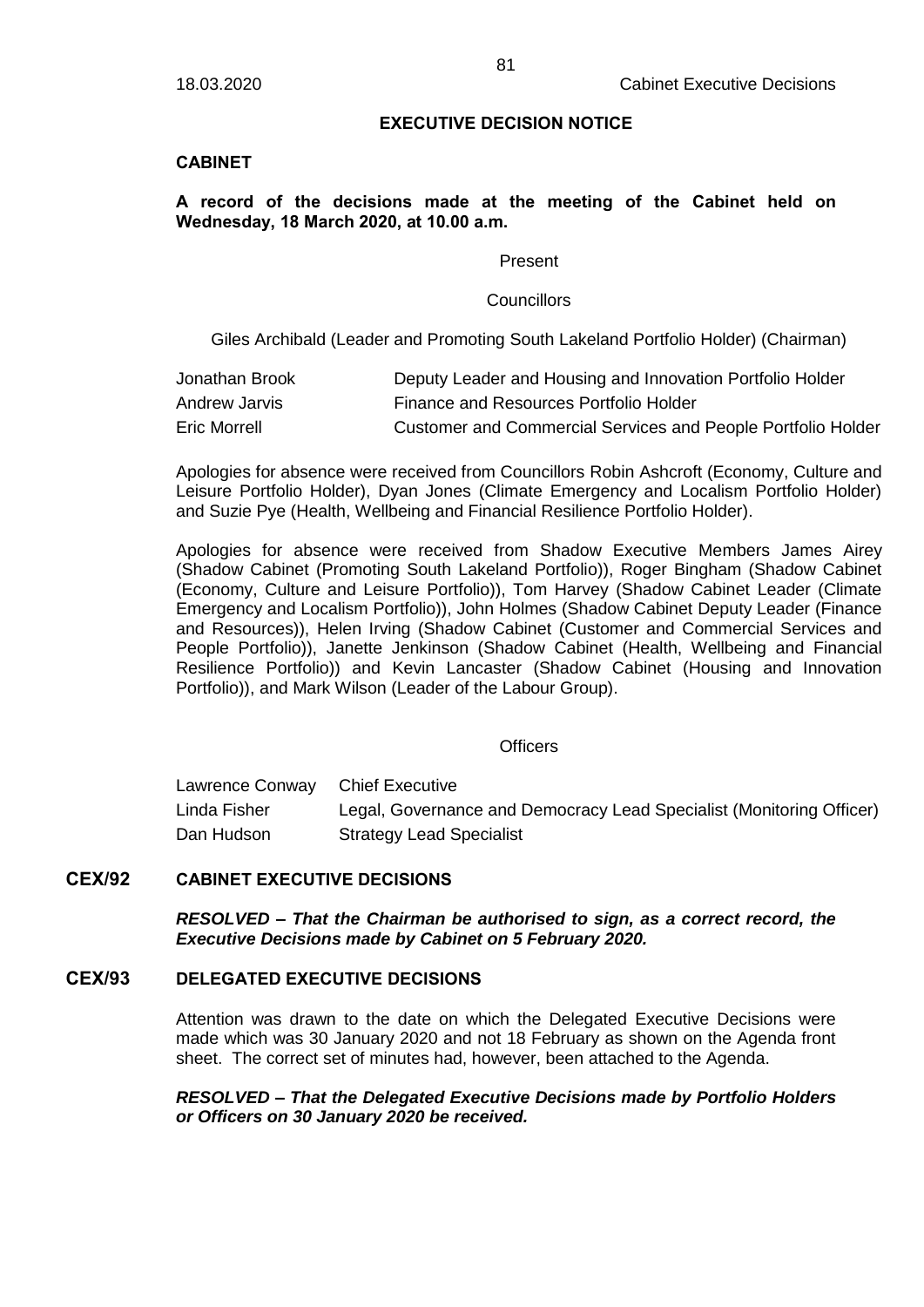## EXECUTIVE DECISION NOTICE

### CABINET

**A record of the decisions made at the meeting of the Cabinet held on Wednesday, 18 March 2020, at 10.00 a.m.**

Present

Councillors

Giles Archibald (Leader and Promoting South Lakeland Portfolio Holder) (Chairman)

| | |
|---|---|
| Jonathan Brook | Deputy Leader and Housing and Innovation Portfolio Holder |
| Andrew Jarvis | Finance and Resources Portfolio Holder |
| Eric Morrell | Customer and Commercial Services and People Portfolio Holder |

Apologies for absence were received from Councillors Robin Ashcroft (Economy, Culture and Leisure Portfolio Holder), Dyan Jones (Climate Emergency and Localism Portfolio Holder) and Suzie Pye (Health, Wellbeing and Financial Resilience Portfolio Holder).

Apologies for absence were received from Shadow Executive Members James Airey (Shadow Cabinet (Promoting South Lakeland Portfolio)), Roger Bingham (Shadow Cabinet (Economy, Culture and Leisure Portfolio)), Tom Harvey (Shadow Cabinet Leader (Climate Emergency and Localism Portfolio)), John Holmes (Shadow Cabinet Deputy Leader (Finance and Resources)), Helen Irving (Shadow Cabinet (Customer and Commercial Services and People Portfolio)), Janette Jenkinson (Shadow Cabinet (Health, Wellbeing and Financial Resilience Portfolio)) and Kevin Lancaster (Shadow Cabinet (Housing and Innovation Portfolio)), and Mark Wilson (Leader of the Labour Group).

Officers

| | |
|---|---|
| Lawrence Conway | Chief Executive |
| Linda Fisher | Legal, Governance and Democracy Lead Specialist (Monitoring Officer) |
| Dan Hudson | Strategy Lead Specialist |

### CEX/92 CABINET EXECUTIVE DECISIONS

***RESOLVED – That the Chairman be authorised to sign, as a correct record, the Executive Decisions made by Cabinet on 5 February 2020.***

### CEX/93 DELEGATED EXECUTIVE DECISIONS

Attention was drawn to the date on which the Delegated Executive Decisions were made which was 30 January 2020 and not 18 February as shown on the Agenda front sheet. The correct set of minutes had, however, been attached to the Agenda.

***RESOLVED – That the Delegated Executive Decisions made by Portfolio Holders or Officers on 30 January 2020 be received.***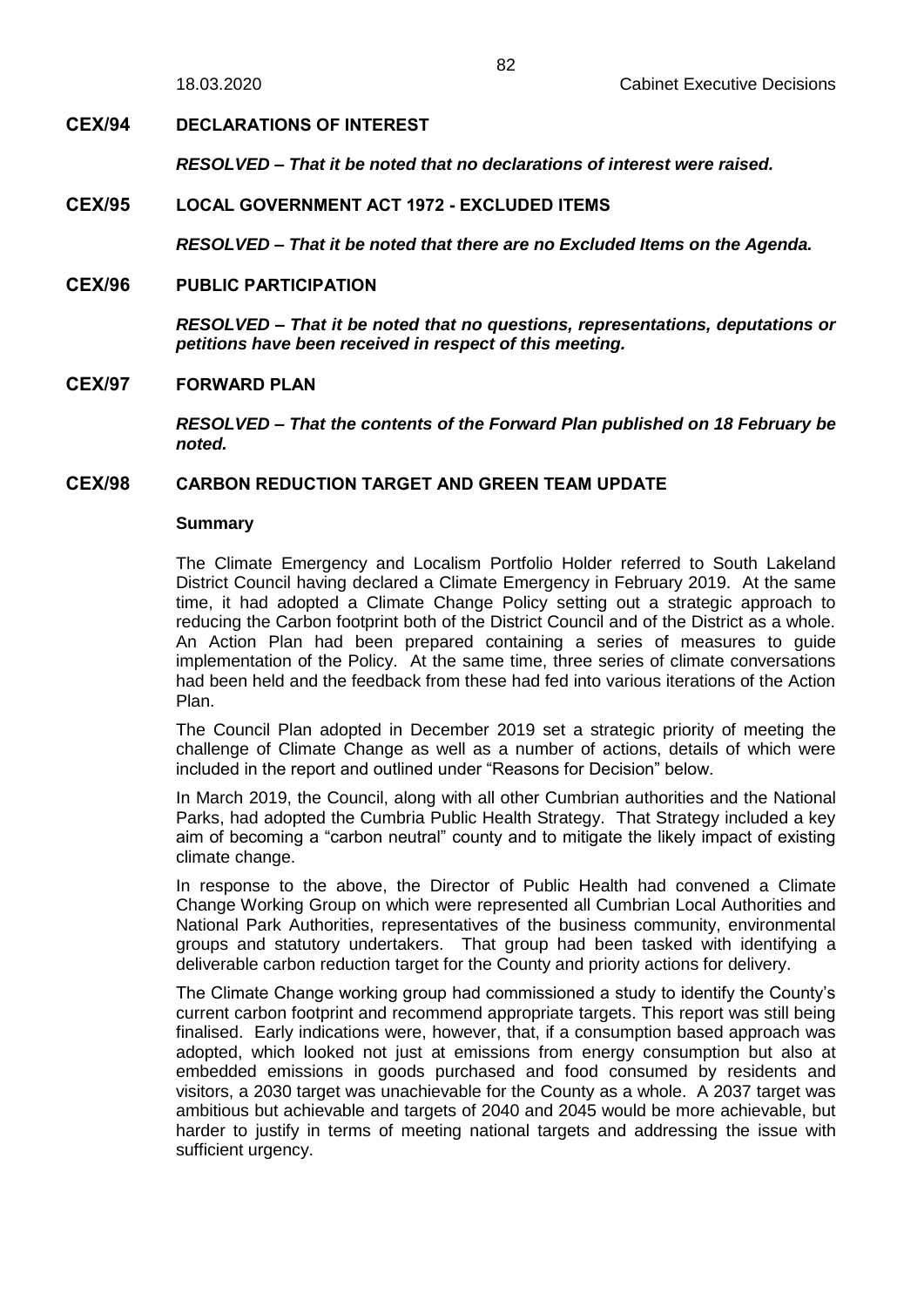## CEX/94 DECLARATIONS OF INTEREST

***RESOLVED – That it be noted that no declarations of interest were raised.***

## CEX/95 LOCAL GOVERNMENT ACT 1972 - EXCLUDED ITEMS

***RESOLVED – That it be noted that there are no Excluded Items on the Agenda.***

## CEX/96 PUBLIC PARTICIPATION

***RESOLVED – That it be noted that no questions, representations, deputations or petitions have been received in respect of this meeting.***

## CEX/97 FORWARD PLAN

***RESOLVED – That the contents of the Forward Plan published on 18 February be noted.***

## CEX/98 CARBON REDUCTION TARGET AND GREEN TEAM UPDATE

**Summary**

The Climate Emergency and Localism Portfolio Holder referred to South Lakeland District Council having declared a Climate Emergency in February 2019. At the same time, it had adopted a Climate Change Policy setting out a strategic approach to reducing the Carbon footprint both of the District Council and of the District as a whole. An Action Plan had been prepared containing a series of measures to guide implementation of the Policy. At the same time, three series of climate conversations had been held and the feedback from these had fed into various iterations of the Action Plan.

The Council Plan adopted in December 2019 set a strategic priority of meeting the challenge of Climate Change as well as a number of actions, details of which were included in the report and outlined under "Reasons for Decision" below.

In March 2019, the Council, along with all other Cumbrian authorities and the National Parks, had adopted the Cumbria Public Health Strategy. That Strategy included a key aim of becoming a "carbon neutral" county and to mitigate the likely impact of existing climate change.

In response to the above, the Director of Public Health had convened a Climate Change Working Group on which were represented all Cumbrian Local Authorities and National Park Authorities, representatives of the business community, environmental groups and statutory undertakers. That group had been tasked with identifying a deliverable carbon reduction target for the County and priority actions for delivery.

The Climate Change working group had commissioned a study to identify the County's current carbon footprint and recommend appropriate targets. This report was still being finalised. Early indications were, however, that, if a consumption based approach was adopted, which looked not just at emissions from energy consumption but also at embedded emissions in goods purchased and food consumed by residents and visitors, a 2030 target was unachievable for the County as a whole. A 2037 target was ambitious but achievable and targets of 2040 and 2045 would be more achievable, but harder to justify in terms of meeting national targets and addressing the issue with sufficient urgency.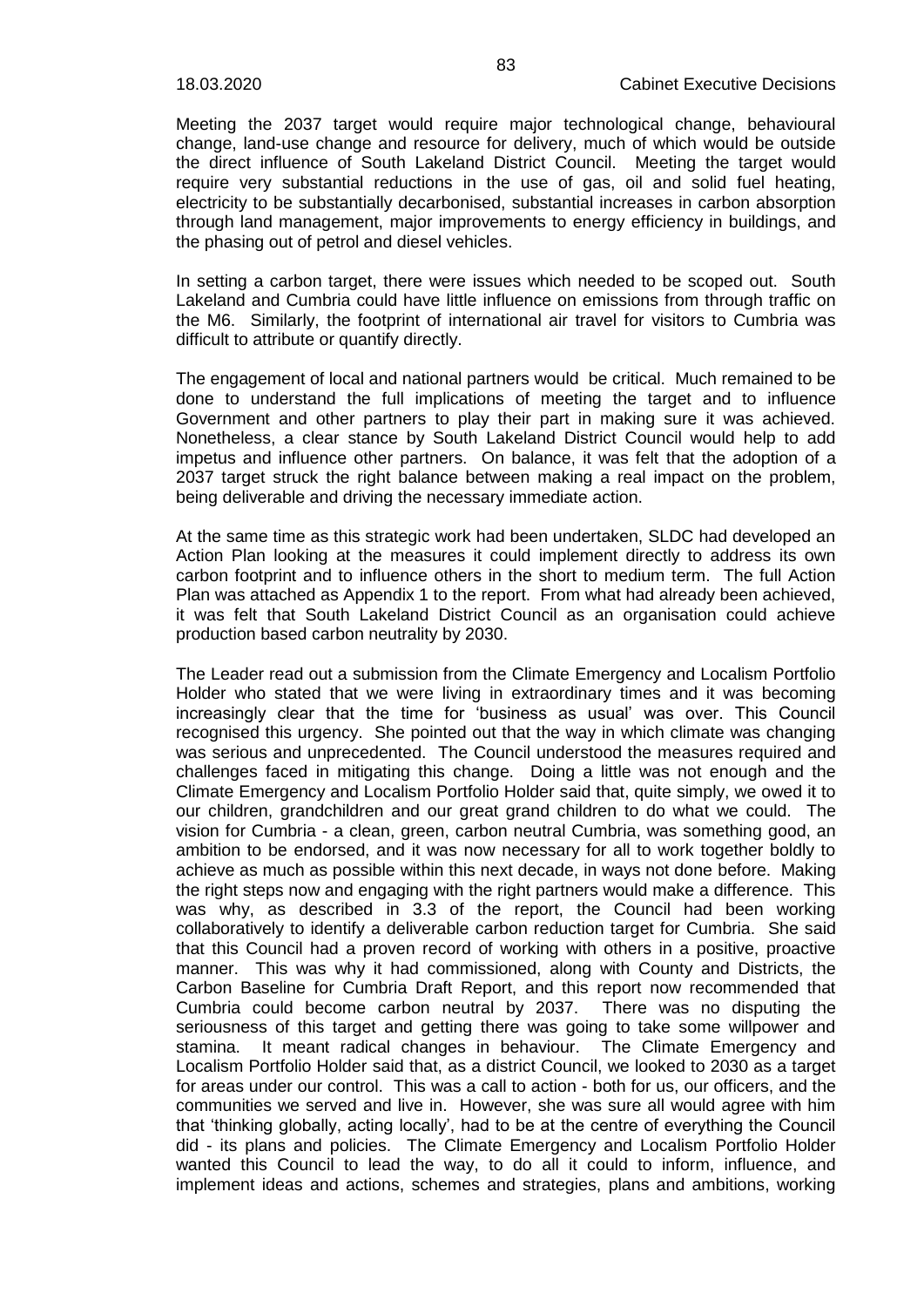Meeting the 2037 target would require major technological change, behavioural change, land-use change and resource for delivery, much of which would be outside the direct influence of South Lakeland District Council. Meeting the target would require very substantial reductions in the use of gas, oil and solid fuel heating, electricity to be substantially decarbonised, substantial increases in carbon absorption through land management, major improvements to energy efficiency in buildings, and the phasing out of petrol and diesel vehicles.

In setting a carbon target, there were issues which needed to be scoped out. South Lakeland and Cumbria could have little influence on emissions from through traffic on the M6. Similarly, the footprint of international air travel for visitors to Cumbria was difficult to attribute or quantify directly.

The engagement of local and national partners would be critical. Much remained to be done to understand the full implications of meeting the target and to influence Government and other partners to play their part in making sure it was achieved. Nonetheless, a clear stance by South Lakeland District Council would help to add impetus and influence other partners. On balance, it was felt that the adoption of a 2037 target struck the right balance between making a real impact on the problem, being deliverable and driving the necessary immediate action.

At the same time as this strategic work had been undertaken, SLDC had developed an Action Plan looking at the measures it could implement directly to address its own carbon footprint and to influence others in the short to medium term. The full Action Plan was attached as Appendix 1 to the report. From what had already been achieved, it was felt that South Lakeland District Council as an organisation could achieve production based carbon neutrality by 2030.

The Leader read out a submission from the Climate Emergency and Localism Portfolio Holder who stated that we were living in extraordinary times and it was becoming increasingly clear that the time for 'business as usual' was over. This Council recognised this urgency. She pointed out that the way in which climate was changing was serious and unprecedented. The Council understood the measures required and challenges faced in mitigating this change. Doing a little was not enough and the Climate Emergency and Localism Portfolio Holder said that, quite simply, we owed it to our children, grandchildren and our great grand children to do what we could. The vision for Cumbria - a clean, green, carbon neutral Cumbria, was something good, an ambition to be endorsed, and it was now necessary for all to work together boldly to achieve as much as possible within this next decade, in ways not done before. Making the right steps now and engaging with the right partners would make a difference. This was why, as described in 3.3 of the report, the Council had been working collaboratively to identify a deliverable carbon reduction target for Cumbria. She said that this Council had a proven record of working with others in a positive, proactive manner. This was why it had commissioned, along with County and Districts, the Carbon Baseline for Cumbria Draft Report, and this report now recommended that Cumbria could become carbon neutral by 2037. There was no disputing the seriousness of this target and getting there was going to take some willpower and stamina. It meant radical changes in behaviour. The Climate Emergency and Localism Portfolio Holder said that, as a district Council, we looked to 2030 as a target for areas under our control. This was a call to action - both for us, our officers, and the communities we served and live in. However, she was sure all would agree with him that 'thinking globally, acting locally', had to be at the centre of everything the Council did - its plans and policies. The Climate Emergency and Localism Portfolio Holder wanted this Council to lead the way, to do all it could to inform, influence, and implement ideas and actions, schemes and strategies, plans and ambitions, working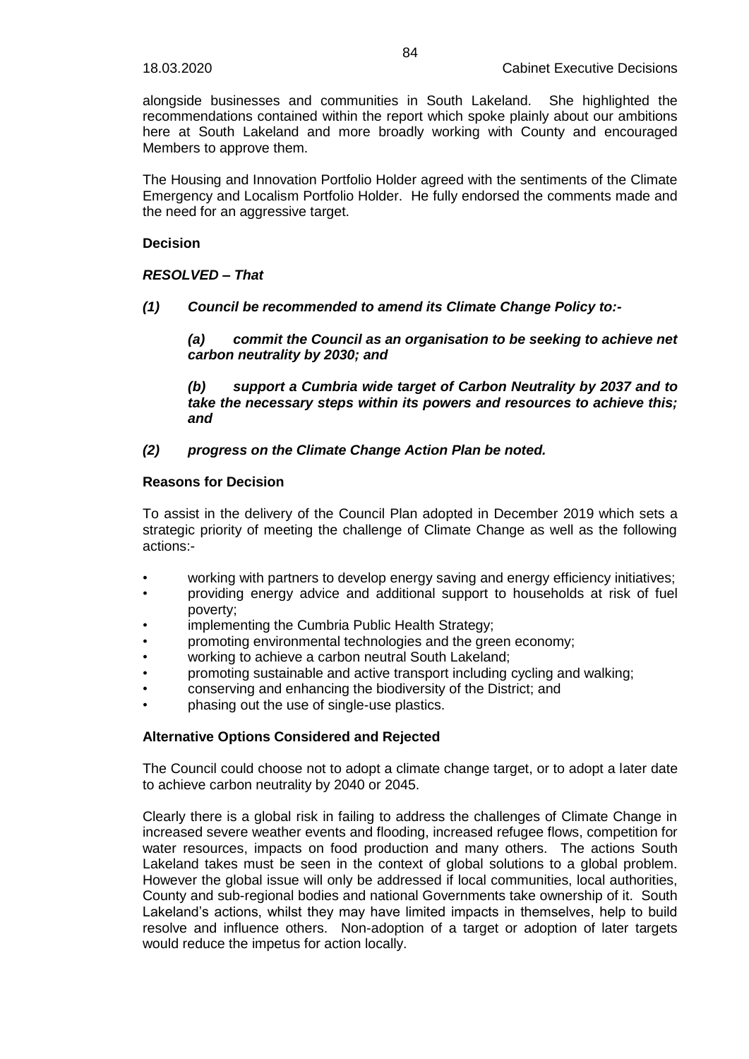alongside businesses and communities in South Lakeland. She highlighted the recommendations contained within the report which spoke plainly about our ambitions here at South Lakeland and more broadly working with County and encouraged Members to approve them.

The Housing and Innovation Portfolio Holder agreed with the sentiments of the Climate Emergency and Localism Portfolio Holder. He fully endorsed the comments made and the need for an aggressive target.

**Decision**

***RESOLVED – That***

***(1) Council be recommended to amend its Climate Change Policy to:-***

> ***(a) commit the Council as an organisation to be seeking to achieve net carbon neutrality by 2030; and***
>
> ***(b) support a Cumbria wide target of Carbon Neutrality by 2037 and to take the necessary steps within its powers and resources to achieve this; and***

***(2) progress on the Climate Change Action Plan be noted.***

**Reasons for Decision**

To assist in the delivery of the Council Plan adopted in December 2019 which sets a strategic priority of meeting the challenge of Climate Change as well as the following actions:-

- working with partners to develop energy saving and energy efficiency initiatives;
- providing energy advice and additional support to households at risk of fuel poverty;
- implementing the Cumbria Public Health Strategy;
- promoting environmental technologies and the green economy;
- working to achieve a carbon neutral South Lakeland;
- promoting sustainable and active transport including cycling and walking;
- conserving and enhancing the biodiversity of the District; and
- phasing out the use of single-use plastics.

**Alternative Options Considered and Rejected**

The Council could choose not to adopt a climate change target, or to adopt a later date to achieve carbon neutrality by 2040 or 2045.

Clearly there is a global risk in failing to address the challenges of Climate Change in increased severe weather events and flooding, increased refugee flows, competition for water resources, impacts on food production and many others. The actions South Lakeland takes must be seen in the context of global solutions to a global problem. However the global issue will only be addressed if local communities, local authorities, County and sub-regional bodies and national Governments take ownership of it. South Lakeland's actions, whilst they may have limited impacts in themselves, help to build resolve and influence others. Non-adoption of a target or adoption of later targets would reduce the impetus for action locally.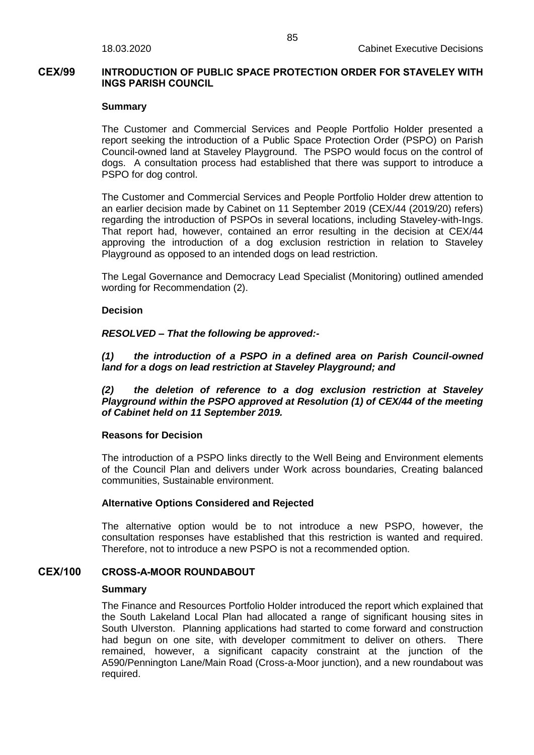## CEX/99 INTRODUCTION OF PUBLIC SPACE PROTECTION ORDER FOR STAVELEY WITH INGS PARISH COUNCIL

### Summary

The Customer and Commercial Services and People Portfolio Holder presented a report seeking the introduction of a Public Space Protection Order (PSPO) on Parish Council-owned land at Staveley Playground. The PSPO would focus on the control of dogs. A consultation process had established that there was support to introduce a PSPO for dog control.

The Customer and Commercial Services and People Portfolio Holder drew attention to an earlier decision made by Cabinet on 11 September 2019 (CEX/44 (2019/20) refers) regarding the introduction of PSPOs in several locations, including Staveley-with-Ings. That report had, however, contained an error resulting in the decision at CEX/44 approving the introduction of a dog exclusion restriction in relation to Staveley Playground as opposed to an intended dogs on lead restriction.

The Legal Governance and Democracy Lead Specialist (Monitoring) outlined amended wording for Recommendation (2).

### Decision

***RESOLVED – That the following be approved:-***

***(1) the introduction of a PSPO in a defined area on Parish Council-owned land for a dogs on lead restriction at Staveley Playground; and***

***(2) the deletion of reference to a dog exclusion restriction at Staveley Playground within the PSPO approved at Resolution (1) of CEX/44 of the meeting of Cabinet held on 11 September 2019.***

### Reasons for Decision

The introduction of a PSPO links directly to the Well Being and Environment elements of the Council Plan and delivers under Work across boundaries, Creating balanced communities, Sustainable environment.

### Alternative Options Considered and Rejected

The alternative option would be to not introduce a new PSPO, however, the consultation responses have established that this restriction is wanted and required. Therefore, not to introduce a new PSPO is not a recommended option.

## CEX/100 CROSS-A-MOOR ROUNDABOUT

### Summary

The Finance and Resources Portfolio Holder introduced the report which explained that the South Lakeland Local Plan had allocated a range of significant housing sites in South Ulverston. Planning applications had started to come forward and construction had begun on one site, with developer commitment to deliver on others. There remained, however, a significant capacity constraint at the junction of the A590/Pennington Lane/Main Road (Cross-a-Moor junction), and a new roundabout was required.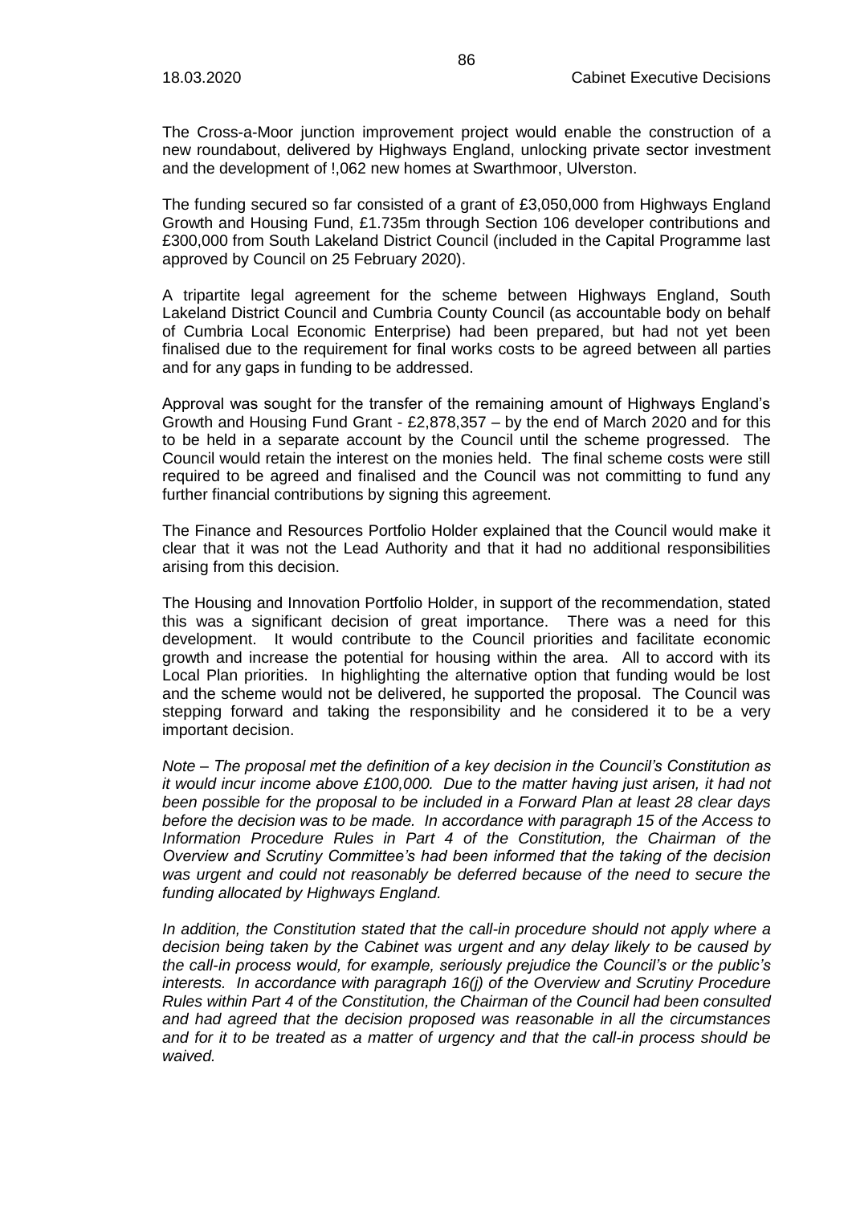The Cross-a-Moor junction improvement project would enable the construction of a new roundabout, delivered by Highways England, unlocking private sector investment and the development of !,062 new homes at Swarthmoor, Ulverston.

The funding secured so far consisted of a grant of £3,050,000 from Highways England Growth and Housing Fund, £1.735m through Section 106 developer contributions and £300,000 from South Lakeland District Council (included in the Capital Programme last approved by Council on 25 February 2020).

A tripartite legal agreement for the scheme between Highways England, South Lakeland District Council and Cumbria County Council (as accountable body on behalf of Cumbria Local Economic Enterprise) had been prepared, but had not yet been finalised due to the requirement for final works costs to be agreed between all parties and for any gaps in funding to be addressed.

Approval was sought for the transfer of the remaining amount of Highways England's Growth and Housing Fund Grant - £2,878,357 – by the end of March 2020 and for this to be held in a separate account by the Council until the scheme progressed. The Council would retain the interest on the monies held. The final scheme costs were still required to be agreed and finalised and the Council was not committing to fund any further financial contributions by signing this agreement.

The Finance and Resources Portfolio Holder explained that the Council would make it clear that it was not the Lead Authority and that it had no additional responsibilities arising from this decision.

The Housing and Innovation Portfolio Holder, in support of the recommendation, stated this was a significant decision of great importance. There was a need for this development. It would contribute to the Council priorities and facilitate economic growth and increase the potential for housing within the area. All to accord with its Local Plan priorities. In highlighting the alternative option that funding would be lost and the scheme would not be delivered, he supported the proposal. The Council was stepping forward and taking the responsibility and he considered it to be a very important decision.

*Note – The proposal met the definition of a key decision in the Council's Constitution as it would incur income above £100,000. Due to the matter having just arisen, it had not been possible for the proposal to be included in a Forward Plan at least 28 clear days before the decision was to be made. In accordance with paragraph 15 of the Access to Information Procedure Rules in Part 4 of the Constitution, the Chairman of the Overview and Scrutiny Committee's had been informed that the taking of the decision was urgent and could not reasonably be deferred because of the need to secure the funding allocated by Highways England.*

*In addition, the Constitution stated that the call-in procedure should not apply where a decision being taken by the Cabinet was urgent and any delay likely to be caused by the call-in process would, for example, seriously prejudice the Council's or the public's interests. In accordance with paragraph 16(j) of the Overview and Scrutiny Procedure Rules within Part 4 of the Constitution, the Chairman of the Council had been consulted and had agreed that the decision proposed was reasonable in all the circumstances and for it to be treated as a matter of urgency and that the call-in process should be waived.*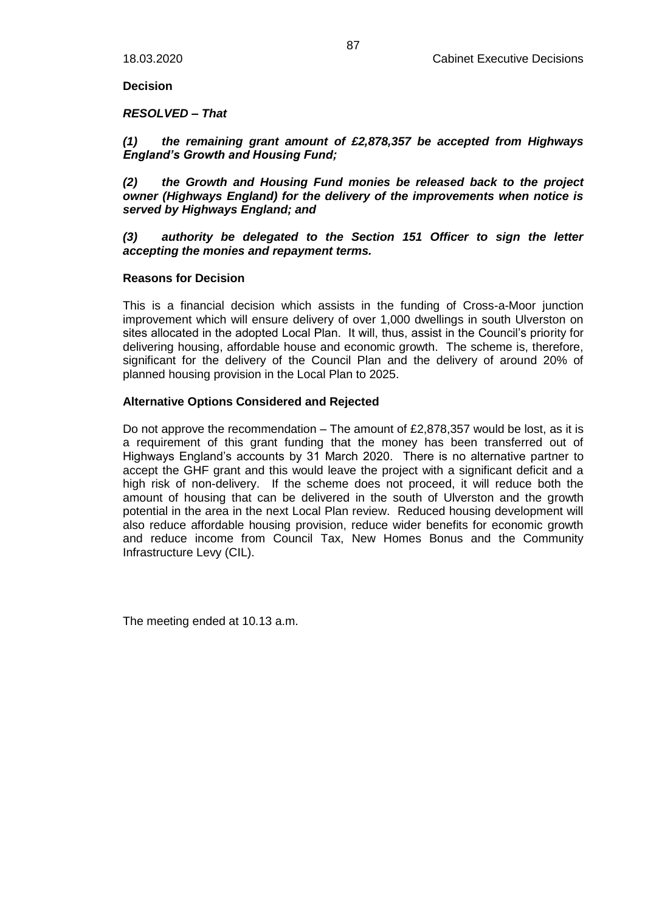**Decision**

***RESOLVED – That***

***(1) the remaining grant amount of £2,878,357 be accepted from Highways England's Growth and Housing Fund;***

***(2) the Growth and Housing Fund monies be released back to the project owner (Highways England) for the delivery of the improvements when notice is served by Highways England; and***

***(3) authority be delegated to the Section 151 Officer to sign the letter accepting the monies and repayment terms.***

**Reasons for Decision**

This is a financial decision which assists in the funding of Cross-a-Moor junction improvement which will ensure delivery of over 1,000 dwellings in south Ulverston on sites allocated in the adopted Local Plan. It will, thus, assist in the Council's priority for delivering housing, affordable house and economic growth. The scheme is, therefore, significant for the delivery of the Council Plan and the delivery of around 20% of planned housing provision in the Local Plan to 2025.

**Alternative Options Considered and Rejected**

Do not approve the recommendation – The amount of £2,878,357 would be lost, as it is a requirement of this grant funding that the money has been transferred out of Highways England's accounts by 31 March 2020. There is no alternative partner to accept the GHF grant and this would leave the project with a significant deficit and a high risk of non-delivery. If the scheme does not proceed, it will reduce both the amount of housing that can be delivered in the south of Ulverston and the growth potential in the area in the next Local Plan review. Reduced housing development will also reduce affordable housing provision, reduce wider benefits for economic growth and reduce income from Council Tax, New Homes Bonus and the Community Infrastructure Levy (CIL).

The meeting ended at 10.13 a.m.